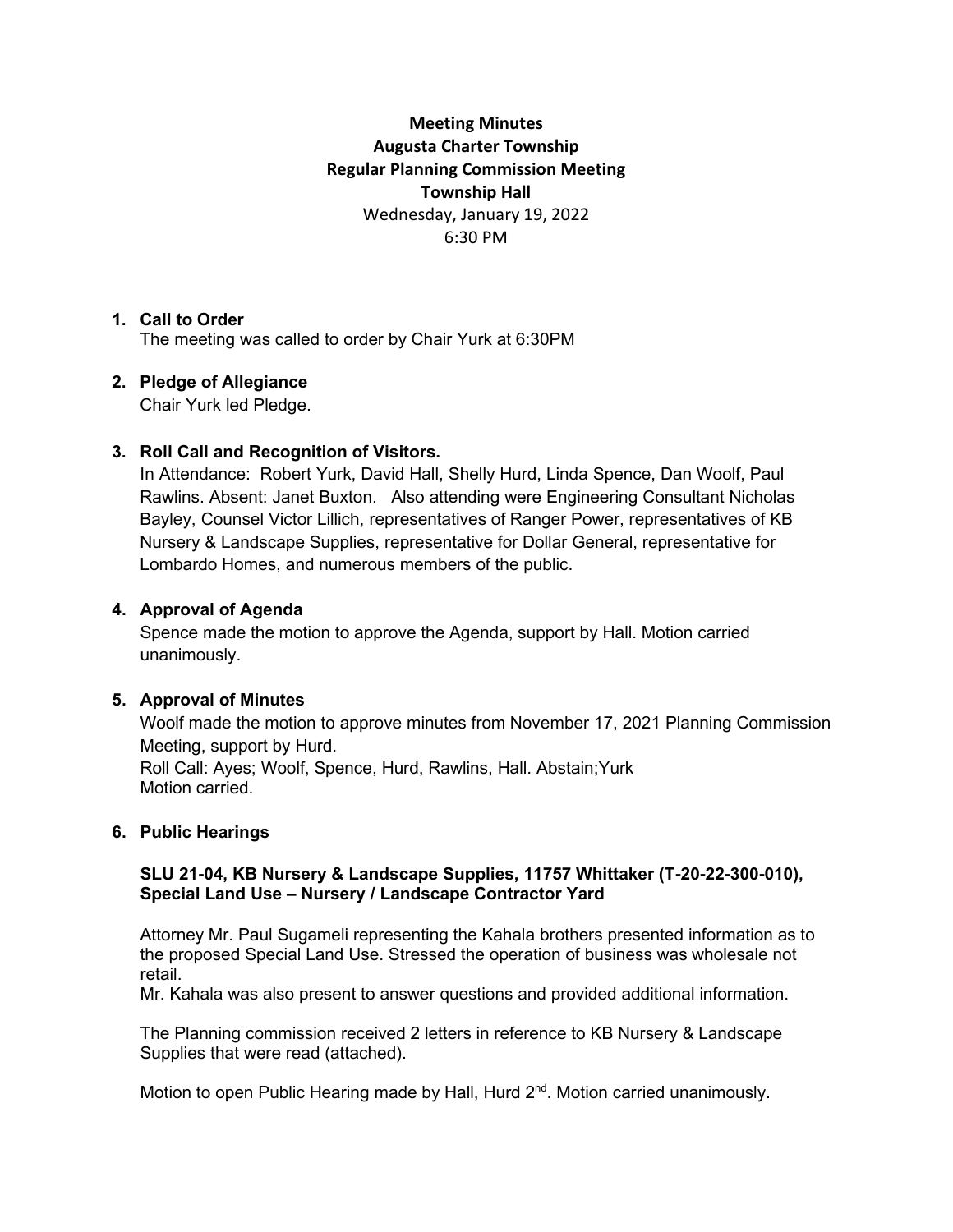# Meeting Minutes
## Augusta Charter Township
## Regular Planning Commission Meeting
## Township Hall

Wednesday, January 19, 2022
6:30 PM

1. **Call to Order**
   The meeting was called to order by Chair Yurk at 6:30PM

2. **Pledge of Allegiance**
   Chair Yurk led Pledge.

3. **Roll Call and Recognition of Visitors.**
   In Attendance: Robert Yurk, David Hall, Shelly Hurd, Linda Spence, Dan Woolf, Paul Rawlins. Absent: Janet Buxton. Also attending were Engineering Consultant Nicholas Bayley, Counsel Victor Lillich, representatives of Ranger Power, representatives of KB Nursery & Landscape Supplies, representative for Dollar General, representative for Lombardo Homes, and numerous members of the public.

4. **Approval of Agenda**
   Spence made the motion to approve the Agenda, support by Hall. Motion carried unanimously.

5. **Approval of Minutes**
   Woolf made the motion to approve minutes from November 17, 2021 Planning Commission Meeting, support by Hurd.
   Roll Call: Ayes; Woolf, Spence, Hurd, Rawlins, Hall. Abstain;Yurk
   Motion carried.

6. **Public Hearings**

   **SLU 21-04, KB Nursery & Landscape Supplies, 11757 Whittaker (T-20-22-300-010), Special Land Use – Nursery / Landscape Contractor Yard**

   Attorney Mr. Paul Sugameli representing the Kahala brothers presented information as to the proposed Special Land Use. Stressed the operation of business was wholesale not retail.
   Mr. Kahala was also present to answer questions and provided additional information.

   The Planning commission received 2 letters in reference to KB Nursery & Landscape Supplies that were read (attached).

   Motion to open Public Hearing made by Hall, Hurd 2nd. Motion carried unanimously.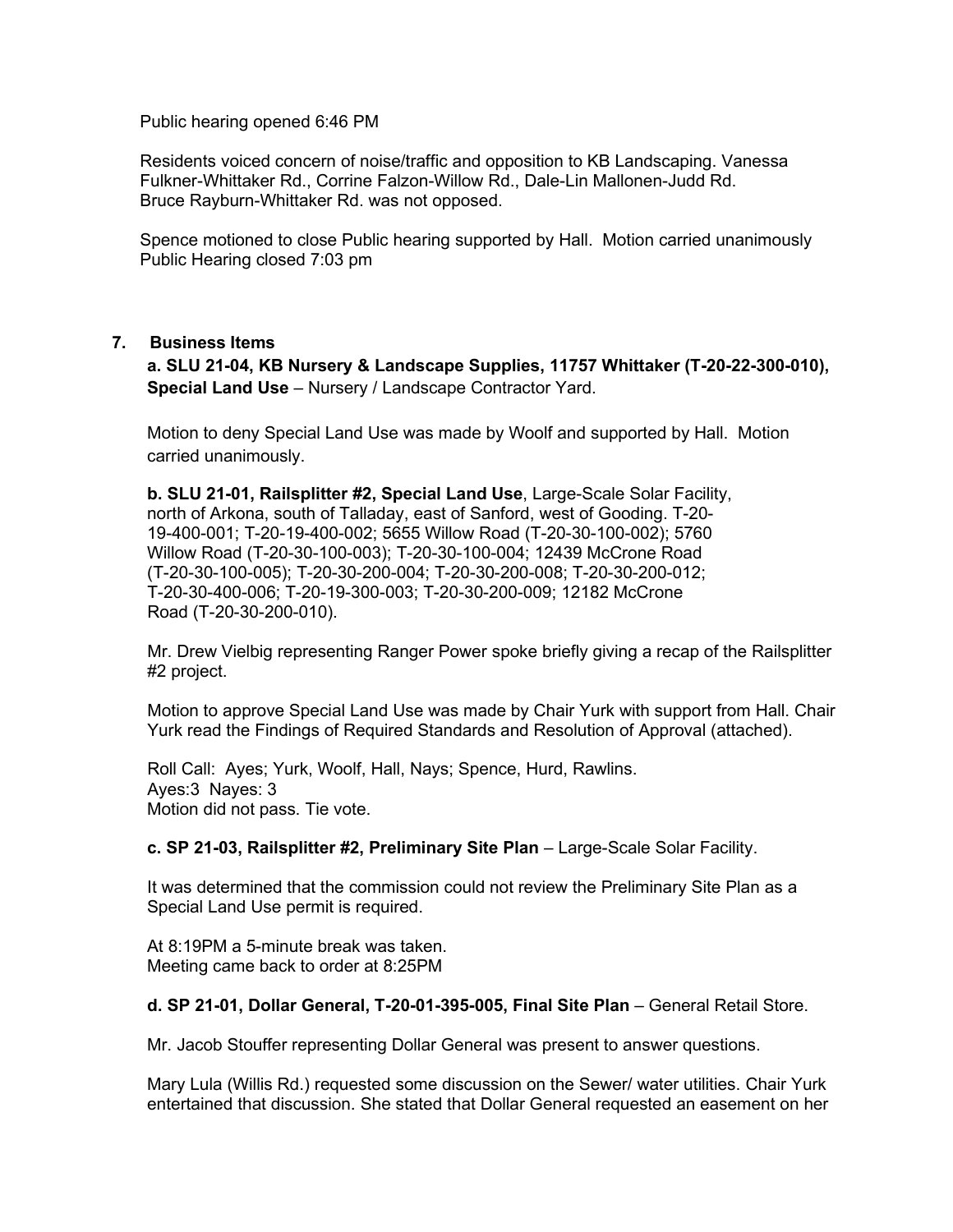Public hearing opened 6:46 PM

Residents voiced concern of noise/traffic and opposition to KB Landscaping. Vanessa Fulkner-Whittaker Rd., Corrine Falzon-Willow Rd., Dale-Lin Mallonen-Judd Rd. Bruce Rayburn-Whittaker Rd. was not opposed.

Spence motioned to close Public hearing supported by Hall. Motion carried unanimously Public Hearing closed 7:03 pm

## 7. Business Items

**a. SLU 21-04, KB Nursery & Landscape Supplies, 11757 Whittaker (T-20-22-300-010), Special Land Use** – Nursery / Landscape Contractor Yard.

Motion to deny Special Land Use was made by Woolf and supported by Hall. Motion carried unanimously.

**b. SLU 21-01, Railsplitter #2, Special Land Use**, Large-Scale Solar Facility, north of Arkona, south of Talladay, east of Sanford, west of Gooding. T-20-19-400-001; T-20-19-400-002; 5655 Willow Road (T-20-30-100-002); 5760 Willow Road (T-20-30-100-003); T-20-30-100-004; 12439 McCrone Road (T-20-30-100-005); T-20-30-200-004; T-20-30-200-008; T-20-30-200-012; T-20-30-400-006; T-20-19-300-003; T-20-30-200-009; 12182 McCrone Road (T-20-30-200-010).

Mr. Drew Vielbig representing Ranger Power spoke briefly giving a recap of the Railsplitter #2 project.

Motion to approve Special Land Use was made by Chair Yurk with support from Hall. Chair Yurk read the Findings of Required Standards and Resolution of Approval (attached).

Roll Call: Ayes; Yurk, Woolf, Hall, Nays; Spence, Hurd, Rawlins.
Ayes:3 Nayes: 3
Motion did not pass. Tie vote.

**c. SP 21-03, Railsplitter #2, Preliminary Site Plan** – Large-Scale Solar Facility.

It was determined that the commission could not review the Preliminary Site Plan as a Special Land Use permit is required.

At 8:19PM a 5-minute break was taken.
Meeting came back to order at 8:25PM

**d. SP 21-01, Dollar General, T-20-01-395-005, Final Site Plan** – General Retail Store.

Mr. Jacob Stouffer representing Dollar General was present to answer questions.

Mary Lula (Willis Rd.) requested some discussion on the Sewer/ water utilities. Chair Yurk entertained that discussion. She stated that Dollar General requested an easement on her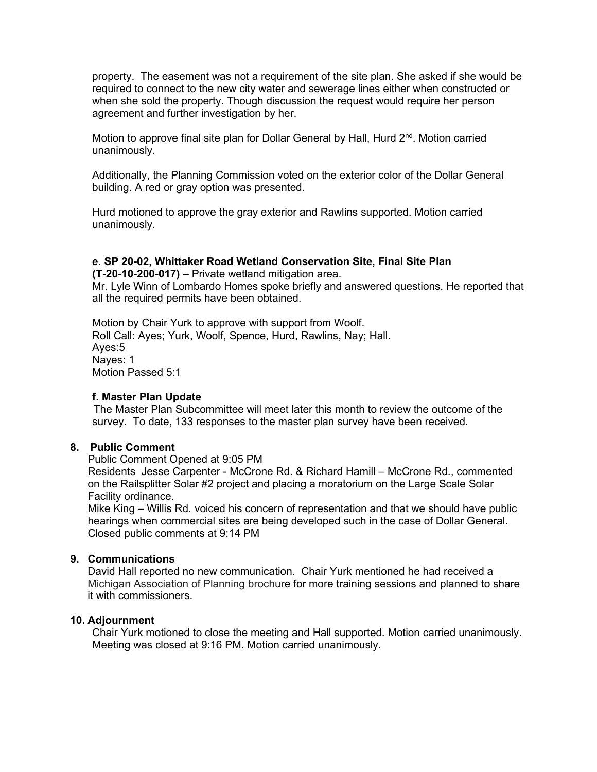property. The easement was not a requirement of the site plan. She asked if she would be required to connect to the new city water and sewerage lines either when constructed or when she sold the property. Though discussion the request would require her person agreement and further investigation by her.

Motion to approve final site plan for Dollar General by Hall, Hurd 2nd. Motion carried unanimously.

Additionally, the Planning Commission voted on the exterior color of the Dollar General building. A red or gray option was presented.

Hurd motioned to approve the gray exterior and Rawlins supported. Motion carried unanimously.

**e. SP 20-02, Whittaker Road Wetland Conservation Site, Final Site Plan (T-20-10-200-017)** – Private wetland mitigation area.
Mr. Lyle Winn of Lombardo Homes spoke briefly and answered questions. He reported that all the required permits have been obtained.

Motion by Chair Yurk to approve with support from Woolf.
Roll Call: Ayes; Yurk, Woolf, Spence, Hurd, Rawlins, Nay; Hall.
Ayes:5
Nayes: 1
Motion Passed 5:1

**f. Master Plan Update**
The Master Plan Subcommittee will meet later this month to review the outcome of the survey. To date, 133 responses to the master plan survey have been received.

**8. Public Comment**
Public Comment Opened at 9:05 PM
Residents Jesse Carpenter - McCrone Rd. & Richard Hamill – McCrone Rd., commented on the Railsplitter Solar #2 project and placing a moratorium on the Large Scale Solar Facility ordinance.
Mike King – Willis Rd. voiced his concern of representation and that we should have public hearings when commercial sites are being developed such in the case of Dollar General.
Closed public comments at 9:14 PM

**9. Communications**
David Hall reported no new communication. Chair Yurk mentioned he had received a Michigan Association of Planning brochure for more training sessions and planned to share it with commissioners.

**10. Adjournment**
Chair Yurk motioned to close the meeting and Hall supported. Motion carried unanimously. Meeting was closed at 9:16 PM. Motion carried unanimously.